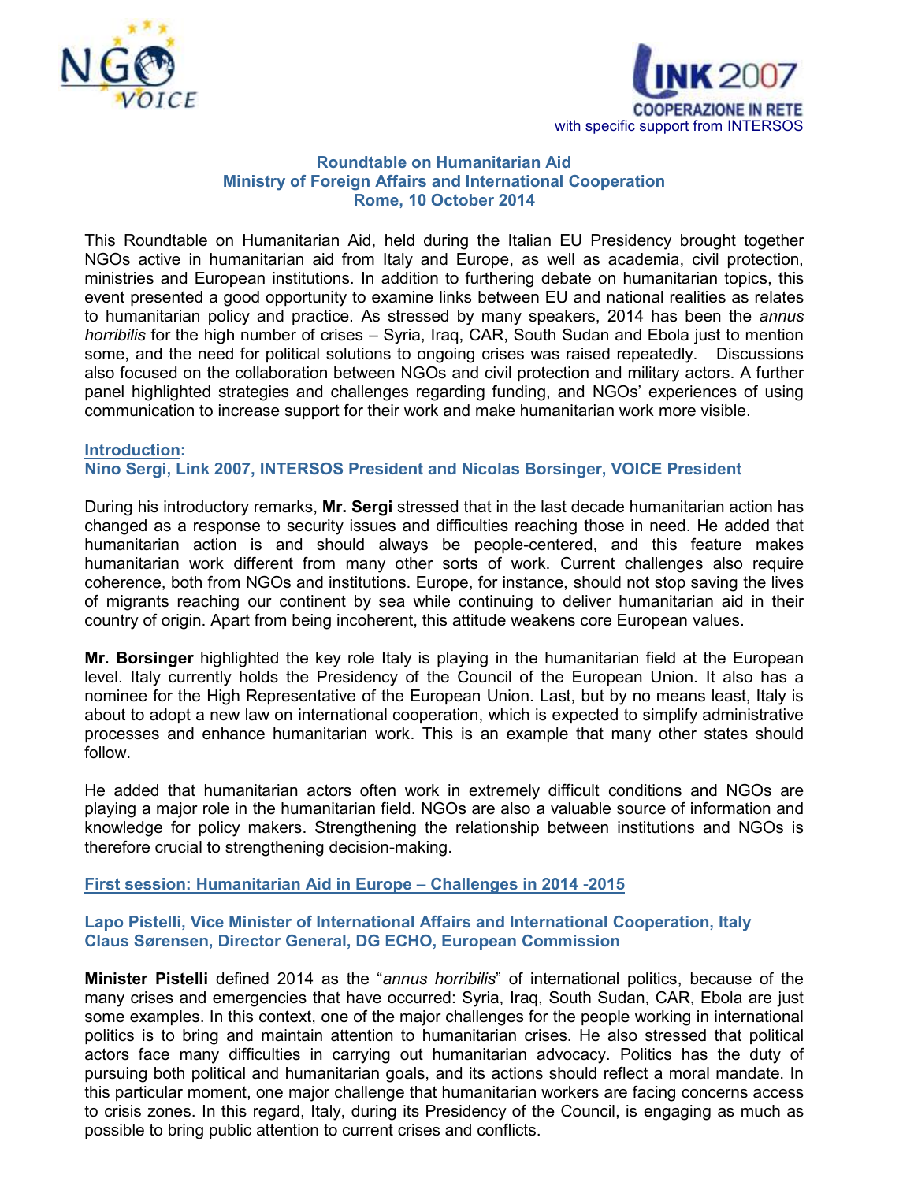NGO VOICE

LINK 2007
COOPERAZIONE IN RETE
with specific support from INTERSOS

# Roundtable on Humanitarian Aid
## Ministry of Foreign Affairs and International Cooperation
## Rome, 10 October 2014

This Roundtable on Humanitarian Aid, held during the Italian EU Presidency brought together NGOs active in humanitarian aid from Italy and Europe, as well as academia, civil protection, ministries and European institutions. In addition to furthering debate on humanitarian topics, this event presented a good opportunity to examine links between EU and national realities as relates to humanitarian policy and practice. As stressed by many speakers, 2014 has been the *annus horribilis* for the high number of crises – Syria, Iraq, CAR, South Sudan and Ebola just to mention some, and the need for political solutions to ongoing crises was raised repeatedly. Discussions also focused on the collaboration between NGOs and civil protection and military actors. A further panel highlighted strategies and challenges regarding funding, and NGOs' experiences of using communication to increase support for their work and make humanitarian work more visible.

### Introduction:
### Nino Sergi, Link 2007, INTERSOS President and Nicolas Borsinger, VOICE President

During his introductory remarks, **Mr. Sergi** stressed that in the last decade humanitarian action has changed as a response to security issues and difficulties reaching those in need. He added that humanitarian action is and should always be people-centered, and this feature makes humanitarian work different from many other sorts of work. Current challenges also require coherence, both from NGOs and institutions. Europe, for instance, should not stop saving the lives of migrants reaching our continent by sea while continuing to deliver humanitarian aid in their country of origin. Apart from being incoherent, this attitude weakens core European values.

**Mr. Borsinger** highlighted the key role Italy is playing in the humanitarian field at the European level. Italy currently holds the Presidency of the Council of the European Union. It also has a nominee for the High Representative of the European Union. Last, but by no means least, Italy is about to adopt a new law on international cooperation, which is expected to simplify administrative processes and enhance humanitarian work. This is an example that many other states should follow.

He added that humanitarian actors often work in extremely difficult conditions and NGOs are playing a major role in the humanitarian field. NGOs are also a valuable source of information and knowledge for policy makers. Strengthening the relationship between institutions and NGOs is therefore crucial to strengthening decision-making.

## First session: Humanitarian Aid in Europe – Challenges in 2014 -2015

### Lapo Pistelli, Vice Minister of International Affairs and International Cooperation, Italy
### Claus Sørensen, Director General, DG ECHO, European Commission

**Minister Pistelli** defined 2014 as the "*annus horribilis*" of international politics, because of the many crises and emergencies that have occurred: Syria, Iraq, South Sudan, CAR, Ebola are just some examples. In this context, one of the major challenges for the people working in international politics is to bring and maintain attention to humanitarian crises. He also stressed that political actors face many difficulties in carrying out humanitarian advocacy. Politics has the duty of pursuing both political and humanitarian goals, and its actions should reflect a moral mandate. In this particular moment, one major challenge that humanitarian workers are facing concerns access to crisis zones. In this regard, Italy, during its Presidency of the Council, is engaging as much as possible to bring public attention to current crises and conflicts.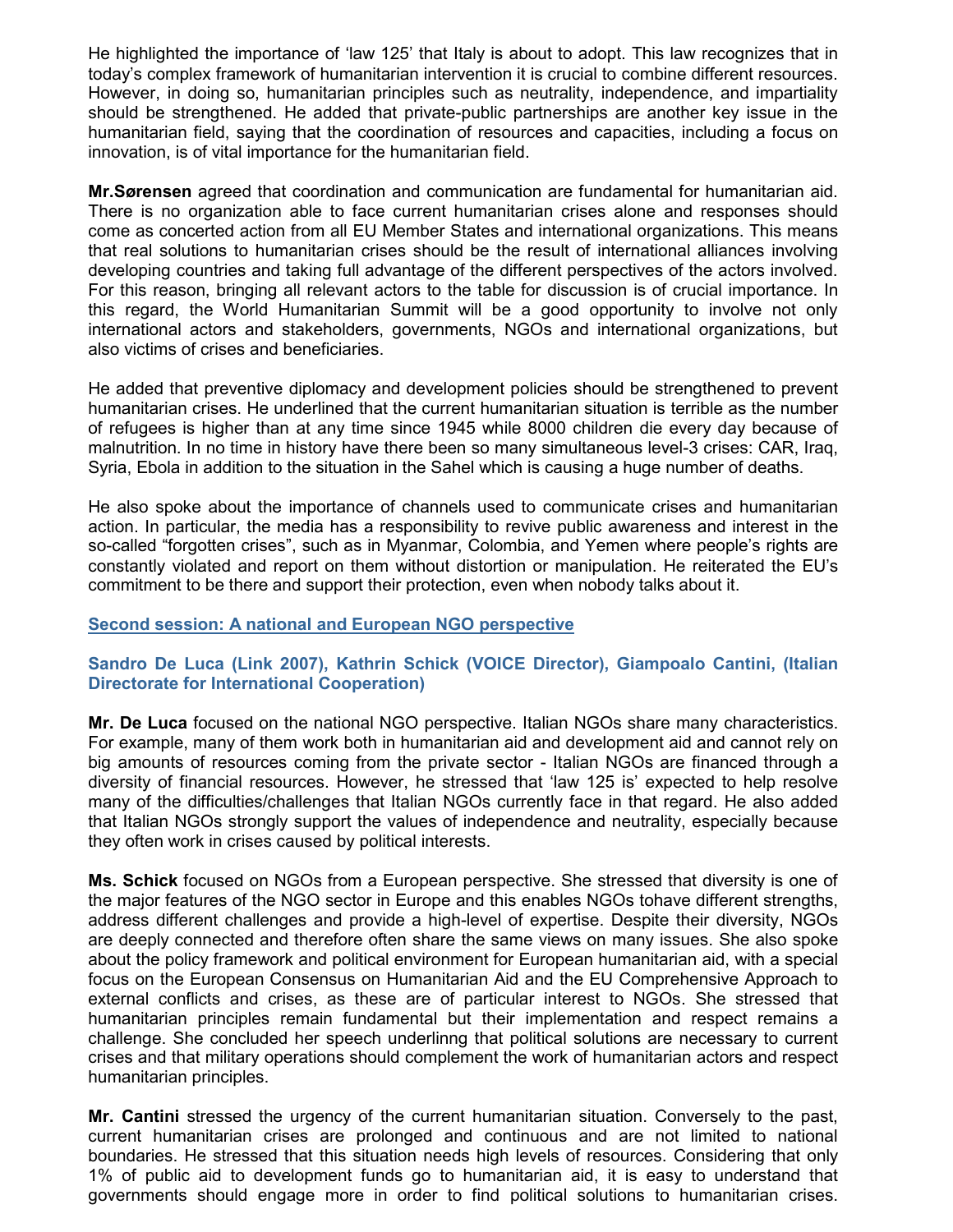He highlighted the importance of 'law 125' that Italy is about to adopt. This law recognizes that in today's complex framework of humanitarian intervention it is crucial to combine different resources. However, in doing so, humanitarian principles such as neutrality, independence, and impartiality should be strengthened. He added that private-public partnerships are another key issue in the humanitarian field, saying that the coordination of resources and capacities, including a focus on innovation, is of vital importance for the humanitarian field.

**Mr.Sørensen** agreed that coordination and communication are fundamental for humanitarian aid. There is no organization able to face current humanitarian crises alone and responses should come as concerted action from all EU Member States and international organizations. This means that real solutions to humanitarian crises should be the result of international alliances involving developing countries and taking full advantage of the different perspectives of the actors involved. For this reason, bringing all relevant actors to the table for discussion is of crucial importance. In this regard, the World Humanitarian Summit will be a good opportunity to involve not only international actors and stakeholders, governments, NGOs and international organizations, but also victims of crises and beneficiaries.

He added that preventive diplomacy and development policies should be strengthened to prevent humanitarian crises. He underlined that the current humanitarian situation is terrible as the number of refugees is higher than at any time since 1945 while 8000 children die every day because of malnutrition. In no time in history have there been so many simultaneous level-3 crises: CAR, Iraq, Syria, Ebola in addition to the situation in the Sahel which is causing a huge number of deaths.

He also spoke about the importance of channels used to communicate crises and humanitarian action. In particular, the media has a responsibility to revive public awareness and interest in the so-called "forgotten crises", such as in Myanmar, Colombia, and Yemen where people's rights are constantly violated and report on them without distortion or manipulation. He reiterated the EU's commitment to be there and support their protection, even when nobody talks about it.

## Second session: A national and European NGO perspective

### Sandro De Luca (Link 2007), Kathrin Schick (VOICE Director), Giampoalo Cantini, (Italian Directorate for International Cooperation)

**Mr. De Luca** focused on the national NGO perspective. Italian NGOs share many characteristics. For example, many of them work both in humanitarian aid and development aid and cannot rely on big amounts of resources coming from the private sector - Italian NGOs are financed through a diversity of financial resources. However, he stressed that 'law 125 is' expected to help resolve many of the difficulties/challenges that Italian NGOs currently face in that regard. He also added that Italian NGOs strongly support the values of independence and neutrality, especially because they often work in crises caused by political interests.

**Ms. Schick** focused on NGOs from a European perspective. She stressed that diversity is one of the major features of the NGO sector in Europe and this enables NGOs tohave different strengths, address different challenges and provide a high-level of expertise. Despite their diversity, NGOs are deeply connected and therefore often share the same views on many issues. She also spoke about the policy framework and political environment for European humanitarian aid, with a special focus on the European Consensus on Humanitarian Aid and the EU Comprehensive Approach to external conflicts and crises, as these are of particular interest to NGOs. She stressed that humanitarian principles remain fundamental but their implementation and respect remains a challenge. She concluded her speech underlinng that political solutions are necessary to current crises and that military operations should complement the work of humanitarian actors and respect humanitarian principles.

**Mr. Cantini** stressed the urgency of the current humanitarian situation. Conversely to the past, current humanitarian crises are prolonged and continuous and are not limited to national boundaries. He stressed that this situation needs high levels of resources. Considering that only 1% of public aid to development funds go to humanitarian aid, it is easy to understand that governments should engage more in order to find political solutions to humanitarian crises.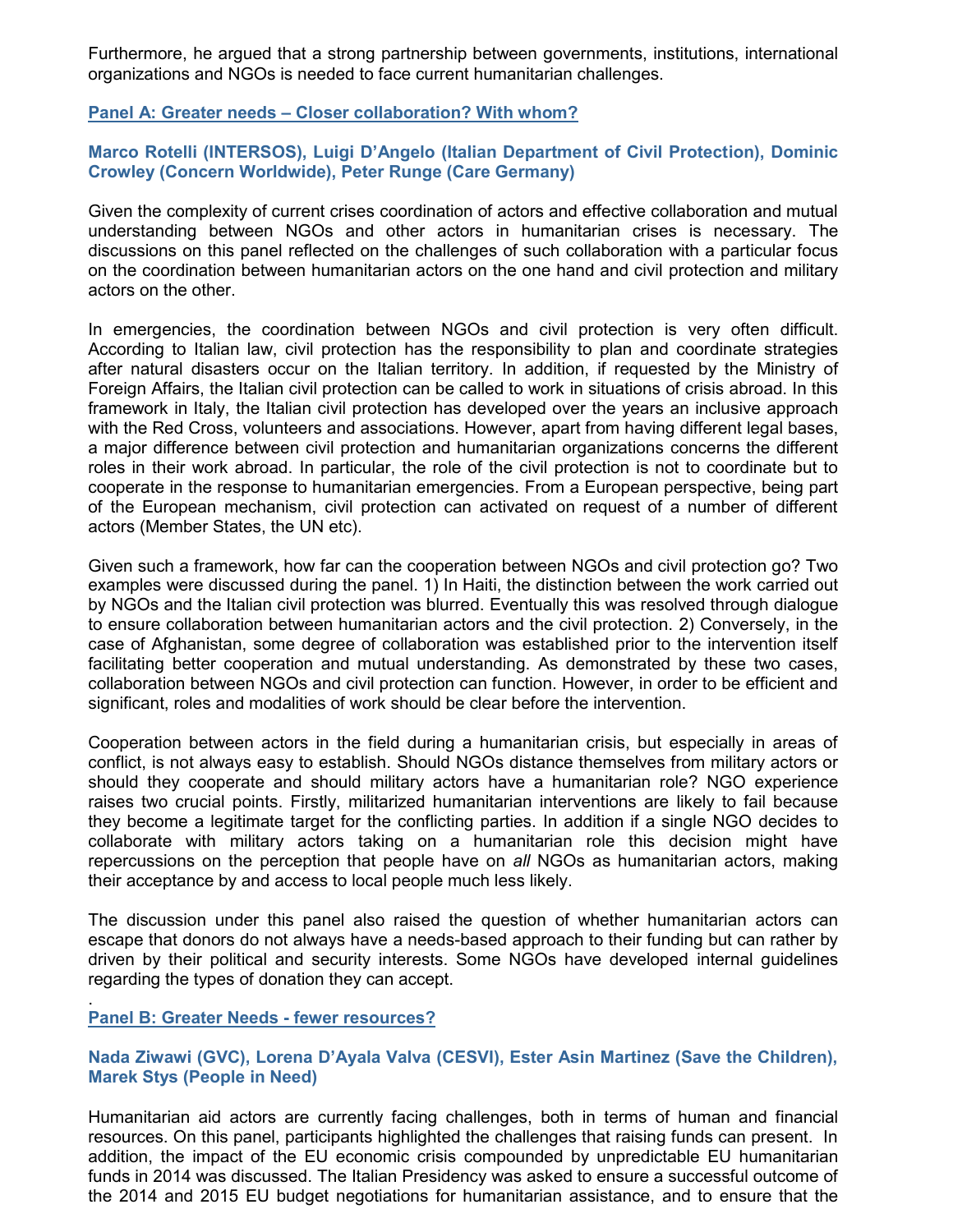Furthermore, he argued that a strong partnership between governments, institutions, international organizations and NGOs is needed to face current humanitarian challenges.

## Panel A: Greater needs – Closer collaboration? With whom?

### Marco Rotelli (INTERSOS), Luigi D'Angelo (Italian Department of Civil Protection), Dominic Crowley (Concern Worldwide), Peter Runge (Care Germany)

Given the complexity of current crises coordination of actors and effective collaboration and mutual understanding between NGOs and other actors in humanitarian crises is necessary. The discussions on this panel reflected on the challenges of such collaboration with a particular focus on the coordination between humanitarian actors on the one hand and civil protection and military actors on the other.

In emergencies, the coordination between NGOs and civil protection is very often difficult. According to Italian law, civil protection has the responsibility to plan and coordinate strategies after natural disasters occur on the Italian territory. In addition, if requested by the Ministry of Foreign Affairs, the Italian civil protection can be called to work in situations of crisis abroad. In this framework in Italy, the Italian civil protection has developed over the years an inclusive approach with the Red Cross, volunteers and associations. However, apart from having different legal bases, a major difference between civil protection and humanitarian organizations concerns the different roles in their work abroad. In particular, the role of the civil protection is not to coordinate but to cooperate in the response to humanitarian emergencies. From a European perspective, being part of the European mechanism, civil protection can activated on request of a number of different actors (Member States, the UN etc).

Given such a framework, how far can the cooperation between NGOs and civil protection go? Two examples were discussed during the panel. 1) In Haiti, the distinction between the work carried out by NGOs and the Italian civil protection was blurred. Eventually this was resolved through dialogue to ensure collaboration between humanitarian actors and the civil protection. 2) Conversely, in the case of Afghanistan, some degree of collaboration was established prior to the intervention itself facilitating better cooperation and mutual understanding. As demonstrated by these two cases, collaboration between NGOs and civil protection can function. However, in order to be efficient and significant, roles and modalities of work should be clear before the intervention.

Cooperation between actors in the field during a humanitarian crisis, but especially in areas of conflict, is not always easy to establish. Should NGOs distance themselves from military actors or should they cooperate and should military actors have a humanitarian role? NGO experience raises two crucial points. Firstly, militarized humanitarian interventions are likely to fail because they become a legitimate target for the conflicting parties. In addition if a single NGO decides to collaborate with military actors taking on a humanitarian role this decision might have repercussions on the perception that people have on *all* NGOs as humanitarian actors, making their acceptance by and access to local people much less likely.

The discussion under this panel also raised the question of whether humanitarian actors can escape that donors do not always have a needs-based approach to their funding but can rather by driven by their political and security interests. Some NGOs have developed internal guidelines regarding the types of donation they can accept.

.

## Panel B: Greater Needs - fewer resources?

### Nada Ziwawi (GVC), Lorena D'Ayala Valva (CESVI), Ester Asin Martinez (Save the Children), Marek Stys (People in Need)

Humanitarian aid actors are currently facing challenges, both in terms of human and financial resources. On this panel, participants highlighted the challenges that raising funds can present. In addition, the impact of the EU economic crisis compounded by unpredictable EU humanitarian funds in 2014 was discussed. The Italian Presidency was asked to ensure a successful outcome of the 2014 and 2015 EU budget negotiations for humanitarian assistance, and to ensure that the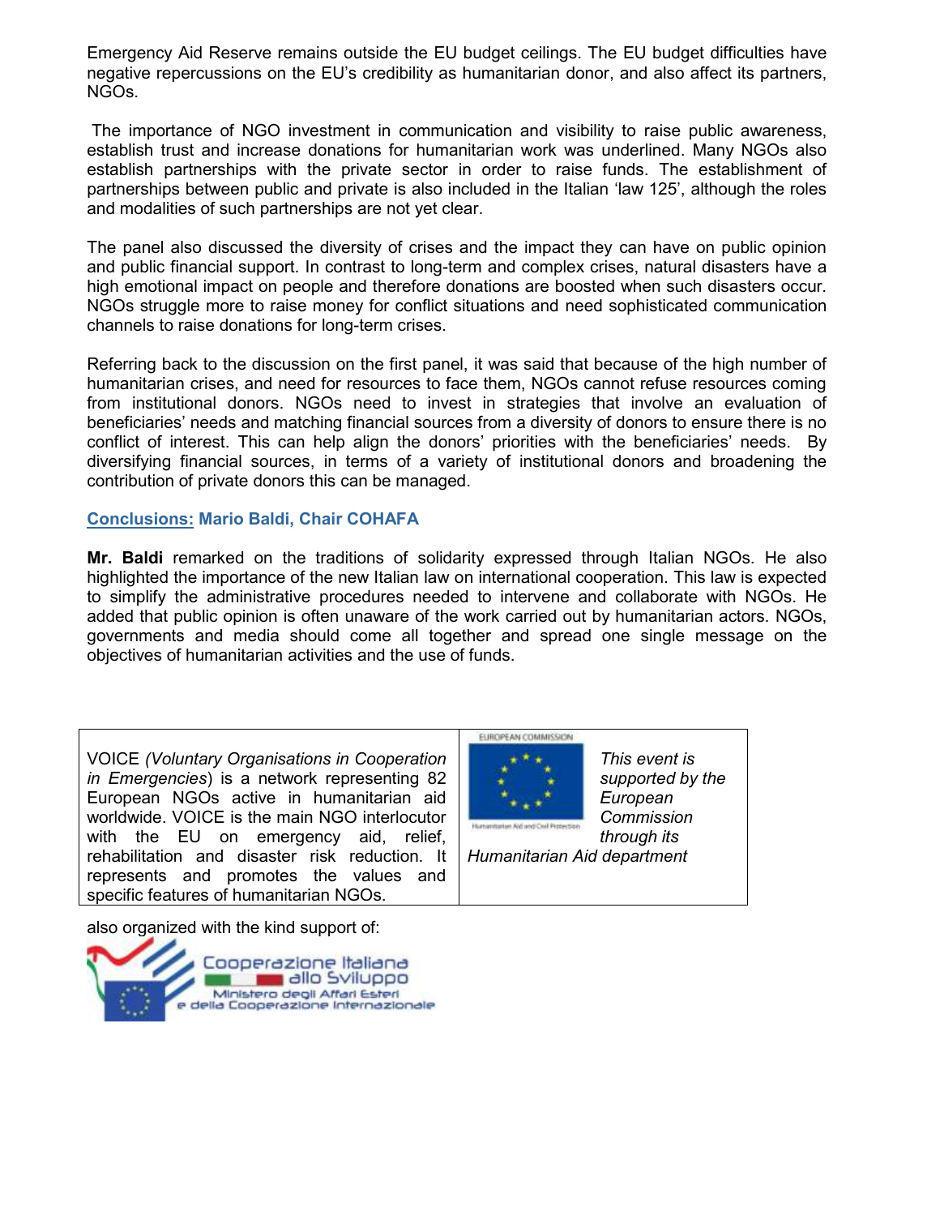Emergency Aid Reserve remains outside the EU budget ceilings. The EU budget difficulties have negative repercussions on the EU's credibility as humanitarian donor, and also affect its partners, NGOs.

The importance of NGO investment in communication and visibility to raise public awareness, establish trust and increase donations for humanitarian work was underlined. Many NGOs also establish partnerships with the private sector in order to raise funds. The establishment of partnerships between public and private is also included in the Italian 'law 125', although the roles and modalities of such partnerships are not yet clear.

The panel also discussed the diversity of crises and the impact they can have on public opinion and public financial support. In contrast to long-term and complex crises, natural disasters have a high emotional impact on people and therefore donations are boosted when such disasters occur. NGOs struggle more to raise money for conflict situations and need sophisticated communication channels to raise donations for long-term crises.

Referring back to the discussion on the first panel, it was said that because of the high number of humanitarian crises, and need for resources to face them, NGOs cannot refuse resources coming from institutional donors. NGOs need to invest in strategies that involve an evaluation of beneficiaries' needs and matching financial sources from a diversity of donors to ensure there is no conflict of interest. This can help align the donors' priorities with the beneficiaries' needs. By diversifying financial sources, in terms of a variety of institutional donors and broadening the contribution of private donors this can be managed.

**Conclusions: Mario Baldi, Chair COHAFA**

**Mr. Baldi** remarked on the traditions of solidarity expressed through Italian NGOs. He also highlighted the importance of the new Italian law on international cooperation. This law is expected to simplify the administrative procedures needed to intervene and collaborate with NGOs. He added that public opinion is often unaware of the work carried out by humanitarian actors. NGOs, governments and media should come all together and spread one single message on the objectives of humanitarian activities and the use of funds.

| | |
|---|---|
| VOICE *(Voluntary Organisations in Cooperation in Emergencies)* is a network representing 82 European NGOs active in humanitarian aid worldwide. VOICE is the main NGO interlocutor with the EU on emergency aid, relief, rehabilitation and disaster risk reduction. It represents and promotes the values and specific features of humanitarian NGOs. | EUROPEAN COMMISSION<br>Humanitarian Aid and Civil Protection<br>*This event is supported by the European Commission through its Humanitarian Aid department* |

also organized with the kind support of:

Cooperazione Italiana allo Sviluppo
Ministero degli Affari Esteri e della Cooperazione Internazionale